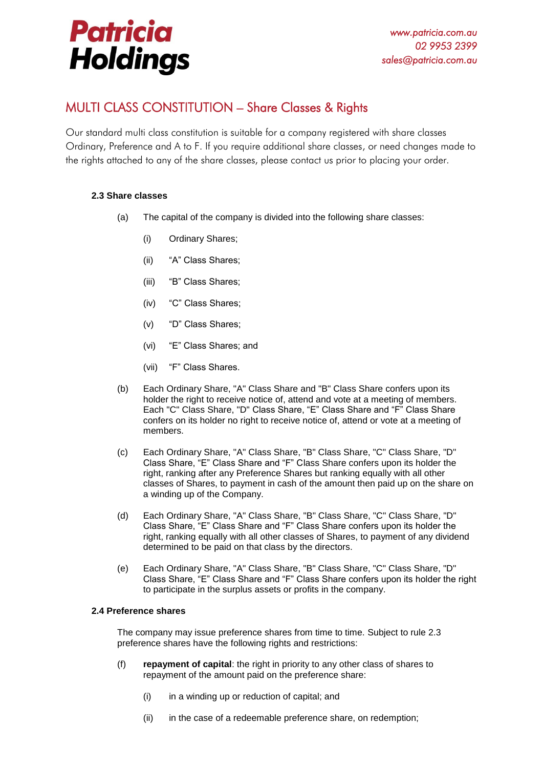**Patricia Holdings**

www.patricia.com.au
02 9953 2399
sales@patricia.com.au

# MULTI CLASS CONSTITUTION – Share Classes & Rights

Our standard multi class constitution is suitable for a company registered with share classes Ordinary, Preference and A to F. If you require additional share classes, or need changes made to the rights attached to any of the share classes, please contact us prior to placing your order.

### 2.3 Share classes

(a) The capital of the company is divided into the following share classes:

  (i) Ordinary Shares;

  (ii) "A" Class Shares;

  (iii) "B" Class Shares;

  (iv) "C" Class Shares;

  (v) "D" Class Shares;

  (vi) "E" Class Shares; and

  (vii) "F" Class Shares.

(b) Each Ordinary Share, "A" Class Share and "B" Class Share confers upon its holder the right to receive notice of, attend and vote at a meeting of members. Each "C" Class Share, "D" Class Share, "E" Class Share and "F" Class Share confers on its holder no right to receive notice of, attend or vote at a meeting of members.

(c) Each Ordinary Share, "A" Class Share, "B" Class Share, "C" Class Share, "D" Class Share, "E" Class Share and "F" Class Share confers upon its holder the right, ranking after any Preference Shares but ranking equally with all other classes of Shares, to payment in cash of the amount then paid up on the share on a winding up of the Company.

(d) Each Ordinary Share, "A" Class Share, "B" Class Share, "C" Class Share, "D" Class Share, "E" Class Share and "F" Class Share confers upon its holder the right, ranking equally with all other classes of Shares, to payment of any dividend determined to be paid on that class by the directors.

(e) Each Ordinary Share, "A" Class Share, "B" Class Share, "C" Class Share, "D" Class Share, "E" Class Share and "F" Class Share confers upon its holder the right to participate in the surplus assets or profits in the company.

### 2.4 Preference shares

The company may issue preference shares from time to time. Subject to rule 2.3 preference shares have the following rights and restrictions:

(f) **repayment of capital**: the right in priority to any other class of shares to repayment of the amount paid on the preference share:

  (i) in a winding up or reduction of capital; and

  (ii) in the case of a redeemable preference share, on redemption;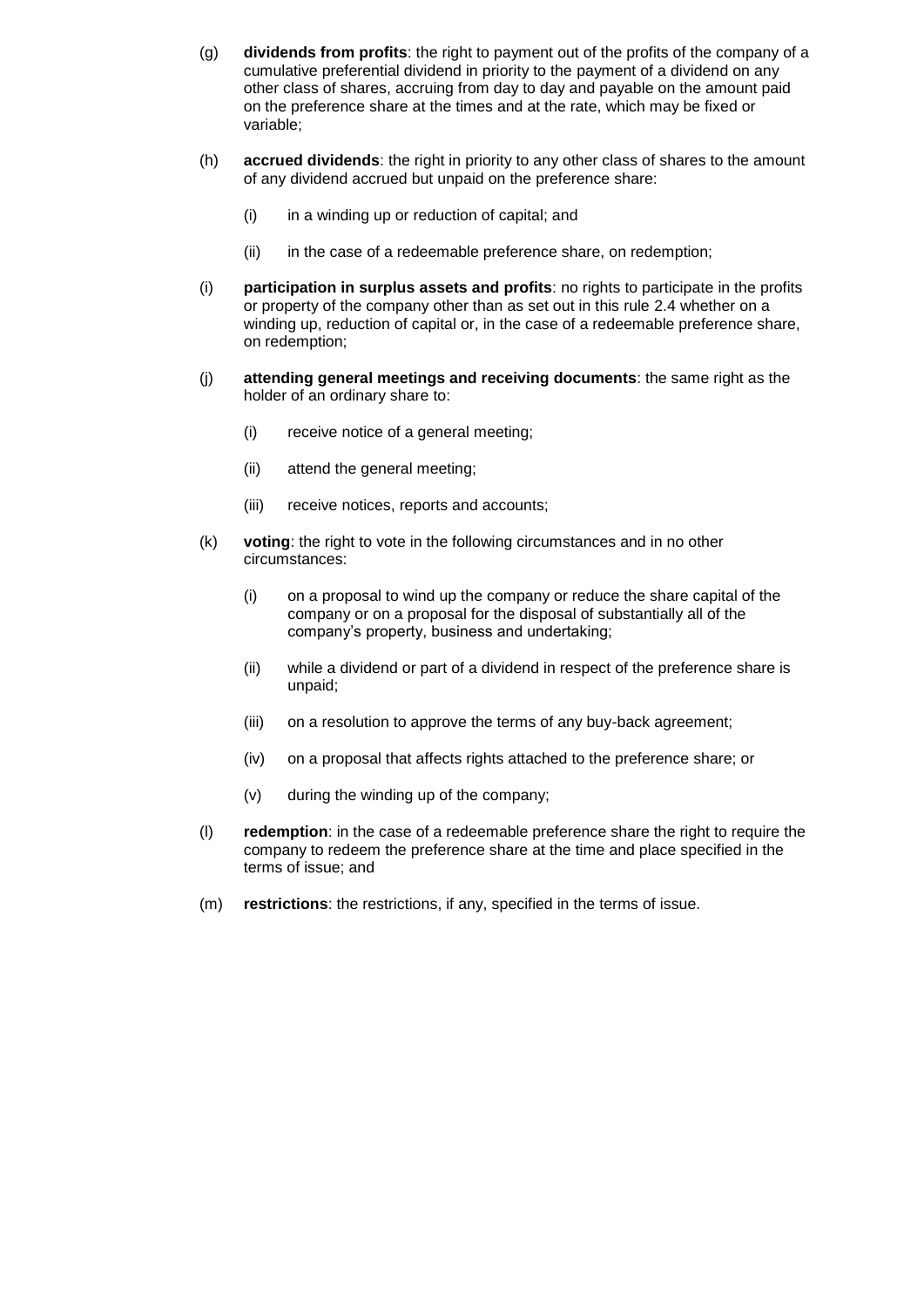(g) **dividends from profits**: the right to payment out of the profits of the company of a cumulative preferential dividend in priority to the payment of a dividend on any other class of shares, accruing from day to day and payable on the amount paid on the preference share at the times and at the rate, which may be fixed or variable;

(h) **accrued dividends**: the right in priority to any other class of shares to the amount of any dividend accrued but unpaid on the preference share:

   (i) in a winding up or reduction of capital; and

   (ii) in the case of a redeemable preference share, on redemption;

(i) **participation in surplus assets and profits**: no rights to participate in the profits or property of the company other than as set out in this rule 2.4 whether on a winding up, reduction of capital or, in the case of a redeemable preference share, on redemption;

(j) **attending general meetings and receiving documents**: the same right as the holder of an ordinary share to:

   (i) receive notice of a general meeting;

   (ii) attend the general meeting;

   (iii) receive notices, reports and accounts;

(k) **voting**: the right to vote in the following circumstances and in no other circumstances:

   (i) on a proposal to wind up the company or reduce the share capital of the company or on a proposal for the disposal of substantially all of the company's property, business and undertaking;

   (ii) while a dividend or part of a dividend in respect of the preference share is unpaid;

   (iii) on a resolution to approve the terms of any buy-back agreement;

   (iv) on a proposal that affects rights attached to the preference share; or

   (v) during the winding up of the company;

(l) **redemption**: in the case of a redeemable preference share the right to require the company to redeem the preference share at the time and place specified in the terms of issue; and

(m) **restrictions**: the restrictions, if any, specified in the terms of issue.